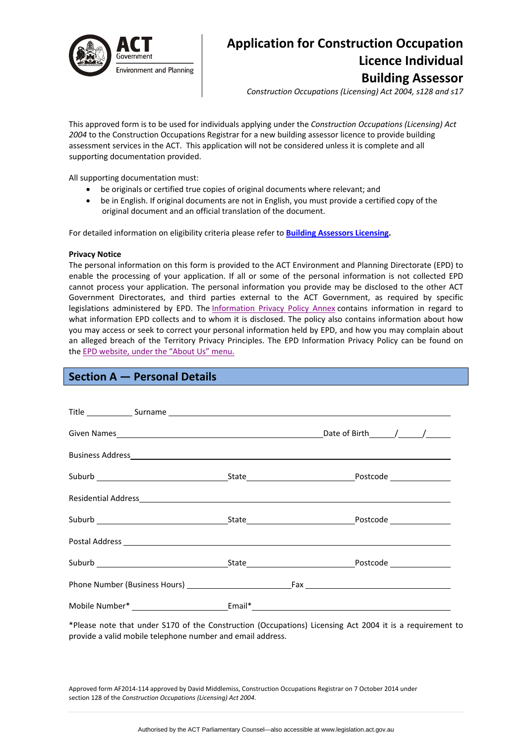ACT Government
Environment and Planning

# Application for Construction Occupation Licence Individual Building Assessor

*Construction Occupations (Licensing) Act 2004, s128 and s17*

This approved form is to be used for individuals applying under the *Construction Occupations (Licensing) Act 2004* to the Construction Occupations Registrar for a new building assessor licence to provide building assessment services in the ACT. This application will not be considered unless it is complete and all supporting documentation provided.

All supporting documentation must:

- be originals or certified true copies of original documents where relevant; and
- be in English. If original documents are not in English, you must provide a certified copy of the original document and an official translation of the document.

For detailed information on eligibility criteria please refer to **Building Assessors Licensing.**

**Privacy Notice**

The personal information on this form is provided to the ACT Environment and Planning Directorate (EPD) to enable the processing of your application. If all or some of the personal information is not collected EPD cannot process your application. The personal information you provide may be disclosed to the other ACT Government Directorates, and third parties external to the ACT Government, as required by specific legislations administered by EPD. The Information Privacy Policy Annex contains information in regard to what information EPD collects and to whom it is disclosed. The policy also contains information about how you may access or seek to correct your personal information held by EPD, and how you may complain about an alleged breach of the Territory Privacy Principles. The EPD Information Privacy Policy can be found on the EPD website, under the "About Us" menu.

## Section A — Personal Details

Title __________ Surname ______________________________________________

Given Names ______________________________________ Date of Birth _____/_____/_____

Business Address ______________________________________________

Suburb ____________________ State ____________________ Postcode __________

Residential Address ______________________________________________

Suburb ____________________ State ____________________ Postcode __________

Postal Address ______________________________________________

Suburb ____________________ State ____________________ Postcode __________

Phone Number (Business Hours) ____________________ Fax ____________________

Mobile Number* ____________________ Email* ______________________________

*Please note that under S170 of the Construction (Occupations) Licensing Act 2004 it is a requirement to provide a valid mobile telephone number and email address.

Approved form AF2014-114 approved by David Middlemiss, Construction Occupations Registrar on 7 October 2014 under section 128 of the *Construction Occupations (Licensing) Act 2004*.

Authorised by the ACT Parliamentary Counsel—also accessible at www.legislation.act.gov.au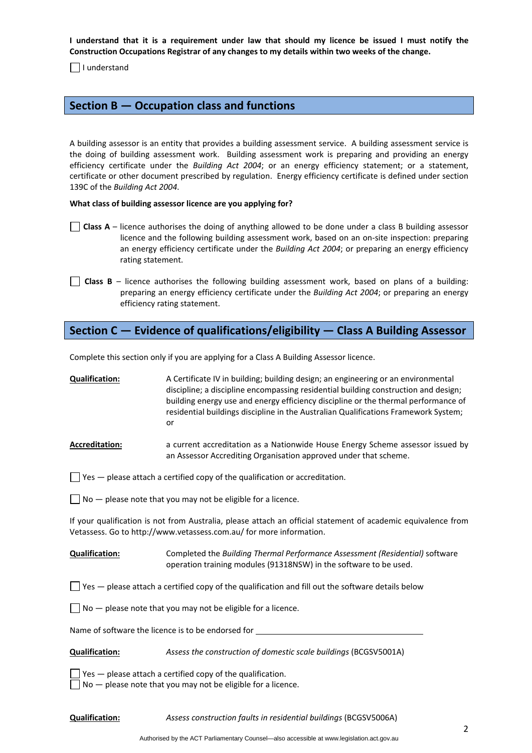**I understand that it is a requirement under law that should my licence be issued I must notify the Construction Occupations Registrar of any changes to my details within two weeks of the change.**

☐ I understand

## Section B — Occupation class and functions

A building assessor is an entity that provides a building assessment service. A building assessment service is the doing of building assessment work. Building assessment work is preparing and providing an energy efficiency certificate under the *Building Act 2004*; or an energy efficiency statement; or a statement, certificate or other document prescribed by regulation. Energy efficiency certificate is defined under section 139C of the *Building Act 2004*.

**What class of building assessor licence are you applying for?**

☐ **Class A** – licence authorises the doing of anything allowed to be done under a class B building assessor licence and the following building assessment work, based on an on-site inspection: preparing an energy efficiency certificate under the *Building Act 2004*; or preparing an energy efficiency rating statement.

☐ **Class B** – licence authorises the following building assessment work, based on plans of a building: preparing an energy efficiency certificate under the *Building Act 2004*; or preparing an energy efficiency rating statement.

## Section C — Evidence of qualifications/eligibility — Class A Building Assessor

Complete this section only if you are applying for a Class A Building Assessor licence.

**Qualification:** A Certificate IV in building; building design; an engineering or an environmental discipline; a discipline encompassing residential building construction and design; building energy use and energy efficiency discipline or the thermal performance of residential buildings discipline in the Australian Qualifications Framework System; or

**Accreditation:** a current accreditation as a Nationwide House Energy Scheme assessor issued by an Assessor Accrediting Organisation approved under that scheme.

☐ Yes — please attach a certified copy of the qualification or accreditation.

☐ No — please note that you may not be eligible for a licence.

If your qualification is not from Australia, please attach an official statement of academic equivalence from Vetassess. Go to http://www.vetassess.com.au/ for more information.

**Qualification:** Completed the *Building Thermal Performance Assessment (Residential)* software operation training modules (91318NSW) in the software to be used.

☐ Yes — please attach a certified copy of the qualification and fill out the software details below

☐ No — please note that you may not be eligible for a licence.

Name of software the licence is to be endorsed for ________________________________

**Qualification:** *Assess the construction of domestic scale buildings* (BCGSV5001A)

☐ Yes — please attach a certified copy of the qualification.
☐ No — please note that you may not be eligible for a licence.

**Qualification:** *Assess construction faults in residential buildings* (BCGSV5006A)

Authorised by the ACT Parliamentary Counsel—also accessible at www.legislation.act.gov.au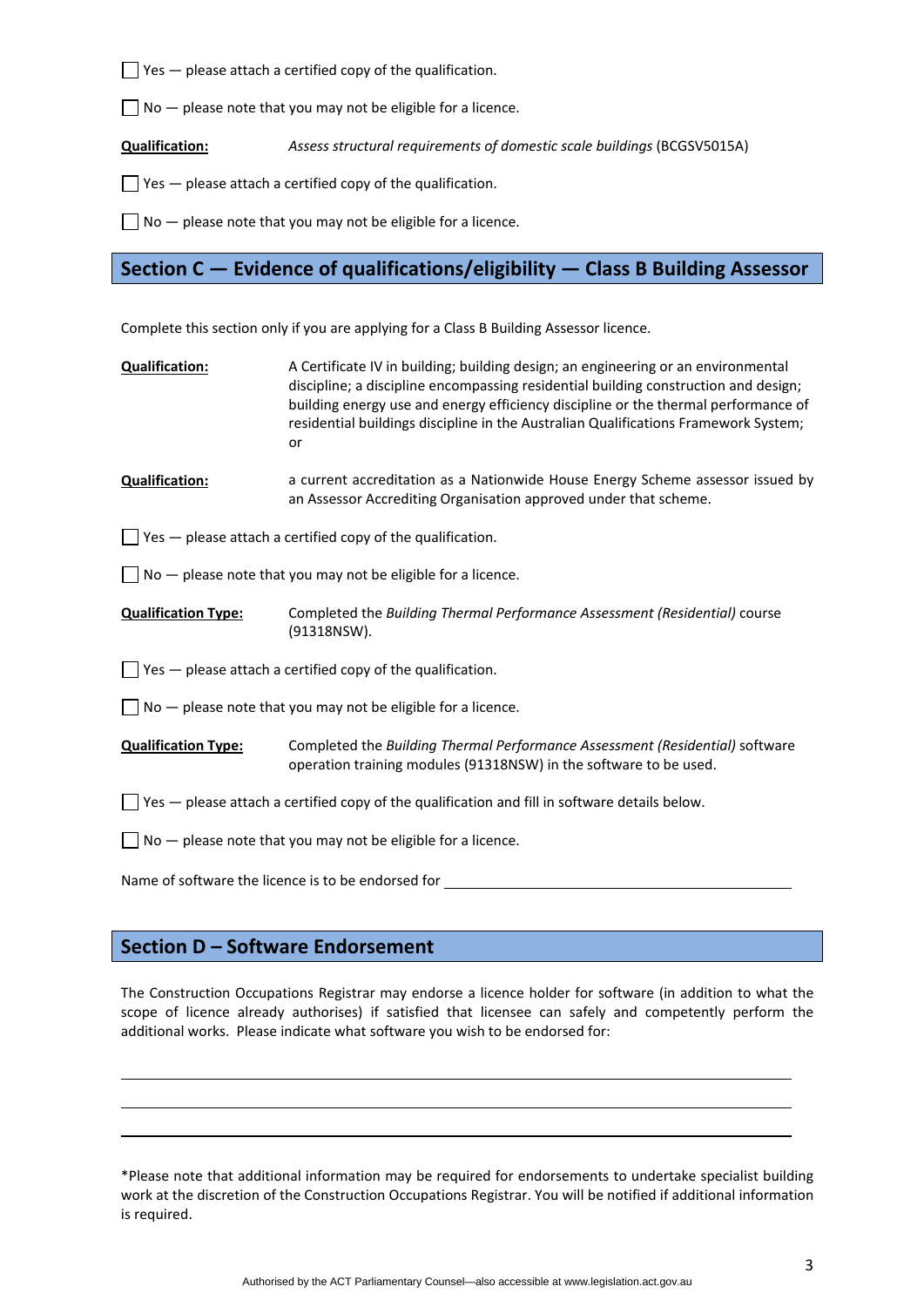☐ Yes — please attach a certified copy of the qualification.

☐ No — please note that you may not be eligible for a licence.

**Qualification:** *Assess structural requirements of domestic scale buildings* (BCGSV5015A)

☐ Yes — please attach a certified copy of the qualification.

☐ No — please note that you may not be eligible for a licence.

## Section C — Evidence of qualifications/eligibility — Class B Building Assessor

Complete this section only if you are applying for a Class B Building Assessor licence.

**Qualification:** A Certificate IV in building; building design; an engineering or an environmental discipline; a discipline encompassing residential building construction and design; building energy use and energy efficiency discipline or the thermal performance of residential buildings discipline in the Australian Qualifications Framework System; or

**Qualification:** a current accreditation as a Nationwide House Energy Scheme assessor issued by an Assessor Accrediting Organisation approved under that scheme.

☐ Yes — please attach a certified copy of the qualification.

☐ No — please note that you may not be eligible for a licence.

**Qualification Type:** Completed the *Building Thermal Performance Assessment (Residential)* course (91318NSW).

☐ Yes — please attach a certified copy of the qualification.

☐ No — please note that you may not be eligible for a licence.

**Qualification Type:** Completed the *Building Thermal Performance Assessment (Residential)* software operation training modules (91318NSW) in the software to be used.

☐ Yes — please attach a certified copy of the qualification and fill in software details below.

☐ No — please note that you may not be eligible for a licence.

Name of software the licence is to be endorsed for ______________________________

## Section D – Software Endorsement

The Construction Occupations Registrar may endorse a licence holder for software (in addition to what the scope of licence already authorises) if satisfied that licensee can safely and competently perform the additional works. Please indicate what software you wish to be endorsed for:

______________________________

______________________________

______________________________

*Please note that additional information may be required for endorsements to undertake specialist building work at the discretion of the Construction Occupations Registrar. You will be notified if additional information is required.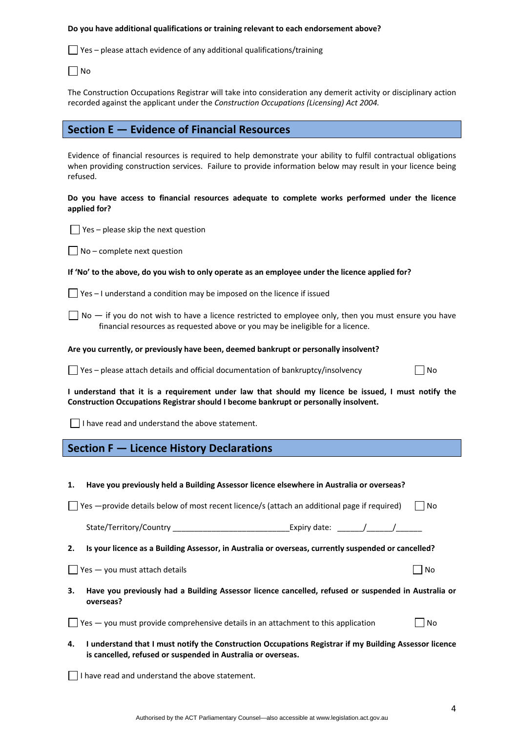**Do you have additional qualifications or training relevant to each endorsement above?**

☐ Yes – please attach evidence of any additional qualifications/training

☐ No

The Construction Occupations Registrar will take into consideration any demerit activity or disciplinary action recorded against the applicant under the *Construction Occupations (Licensing) Act 2004.*

## Section E — Evidence of Financial Resources

Evidence of financial resources is required to help demonstrate your ability to fulfil contractual obligations when providing construction services. Failure to provide information below may result in your licence being refused.

**Do you have access to financial resources adequate to complete works performed under the licence applied for?**

☐ Yes – please skip the next question

☐ No – complete next question

**If 'No' to the above, do you wish to only operate as an employee under the licence applied for?**

☐ Yes – I understand a condition may be imposed on the licence if issued

☐ No — if you do not wish to have a licence restricted to employee only, then you must ensure you have financial resources as requested above or you may be ineligible for a licence.

**Are you currently, or previously have been, deemed bankrupt or personally insolvent?**

☐ Yes – please attach details and official documentation of bankruptcy/insolvency ☐ No

**I understand that it is a requirement under law that should my licence be issued, I must notify the Construction Occupations Registrar should I become bankrupt or personally insolvent.**

☐ I have read and understand the above statement.

## Section F — Licence History Declarations

1. **Have you previously held a Building Assessor licence elsewhere in Australia or overseas?**

☐ Yes —provide details below of most recent licence/s (attach an additional page if required) ☐ No

State/Territory/Country ___________________________ Expiry date: ______/______/______

2. **Is your licence as a Building Assessor, in Australia or overseas, currently suspended or cancelled?**

☐ Yes — you must attach details ☐ No

3. **Have you previously had a Building Assessor licence cancelled, refused or suspended in Australia or overseas?**

☐ Yes — you must provide comprehensive details in an attachment to this application ☐ No

4. **I understand that I must notify the Construction Occupations Registrar if my Building Assessor licence is cancelled, refused or suspended in Australia or overseas.**

☐ I have read and understand the above statement.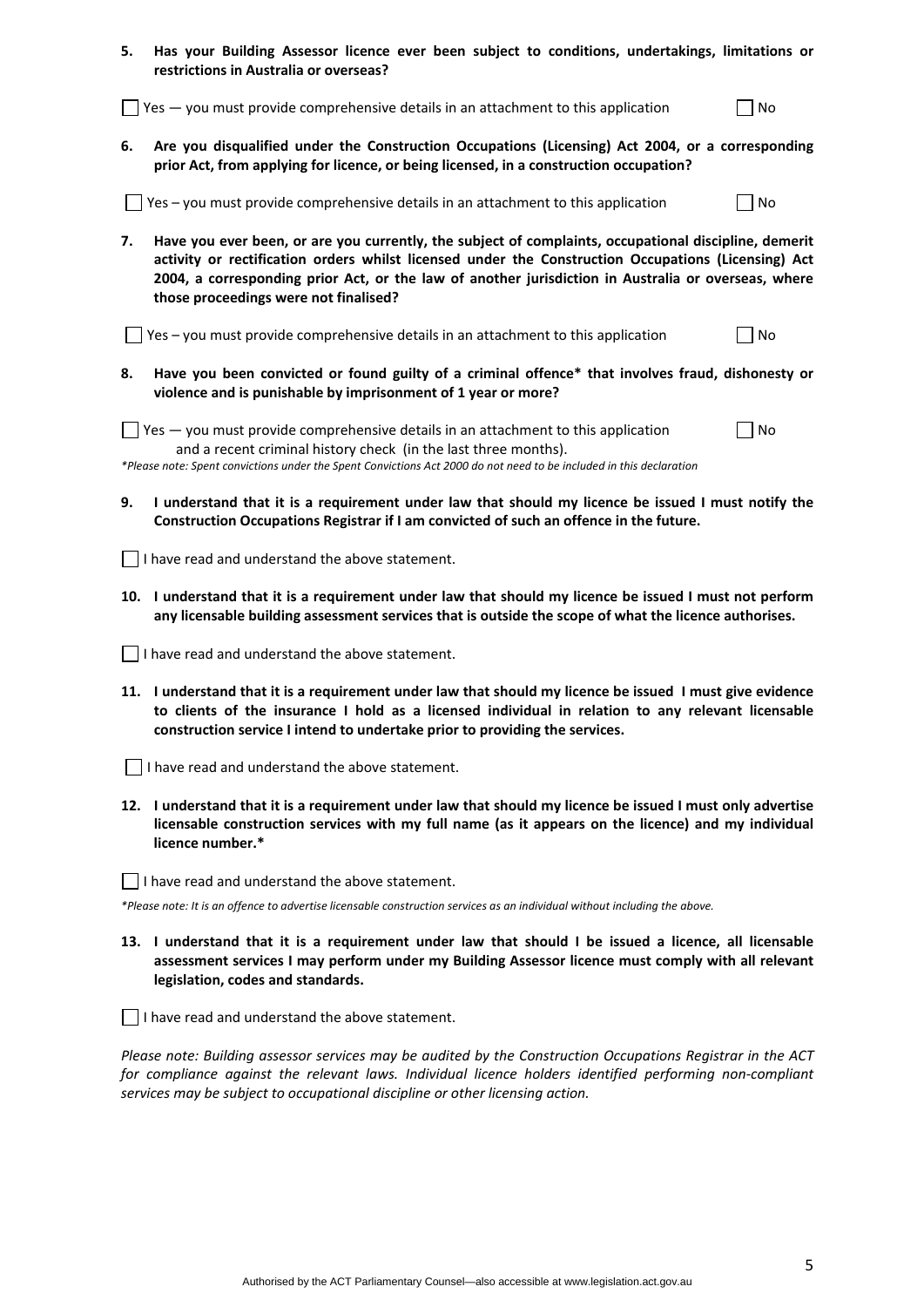**5. Has your Building Assessor licence ever been subject to conditions, undertakings, limitations or restrictions in Australia or overseas?**

☐ Yes — you must provide comprehensive details in an attachment to this application ☐ No

**6. Are you disqualified under the Construction Occupations (Licensing) Act 2004, or a corresponding prior Act, from applying for licence, or being licensed, in a construction occupation?**

☐ Yes – you must provide comprehensive details in an attachment to this application ☐ No

**7. Have you ever been, or are you currently, the subject of complaints, occupational discipline, demerit activity or rectification orders whilst licensed under the Construction Occupations (Licensing) Act 2004, a corresponding prior Act, or the law of another jurisdiction in Australia or overseas, where those proceedings were not finalised?**

☐ Yes – you must provide comprehensive details in an attachment to this application ☐ No

**8. Have you been convicted or found guilty of a criminal offence* that involves fraud, dishonesty or violence and is punishable by imprisonment of 1 year or more?**

☐ Yes — you must provide comprehensive details in an attachment to this application and a recent criminal history check (in the last three months). ☐ No

*\*Please note: Spent convictions under the Spent Convictions Act 2000 do not need to be included in this declaration*

**9. I understand that it is a requirement under law that should my licence be issued I must notify the Construction Occupations Registrar if I am convicted of such an offence in the future.**

☐ I have read and understand the above statement.

**10. I understand that it is a requirement under law that should my licence be issued I must not perform any licensable building assessment services that is outside the scope of what the licence authorises.**

☐ I have read and understand the above statement.

**11. I understand that it is a requirement under law that should my licence be issued I must give evidence to clients of the insurance I hold as a licensed individual in relation to any relevant licensable construction service I intend to undertake prior to providing the services.**

☐ I have read and understand the above statement.

**12. I understand that it is a requirement under law that should my licence be issued I must only advertise licensable construction services with my full name (as it appears on the licence) and my individual licence number.***

☐ I have read and understand the above statement.

*\*Please note: It is an offence to advertise licensable construction services as an individual without including the above.*

**13. I understand that it is a requirement under law that should I be issued a licence, all licensable assessment services I may perform under my Building Assessor licence must comply with all relevant legislation, codes and standards.**

☐ I have read and understand the above statement.

*Please note: Building assessor services may be audited by the Construction Occupations Registrar in the ACT for compliance against the relevant laws. Individual licence holders identified performing non-compliant services may be subject to occupational discipline or other licensing action.*

Authorised by the ACT Parliamentary Counsel—also accessible at www.legislation.act.gov.au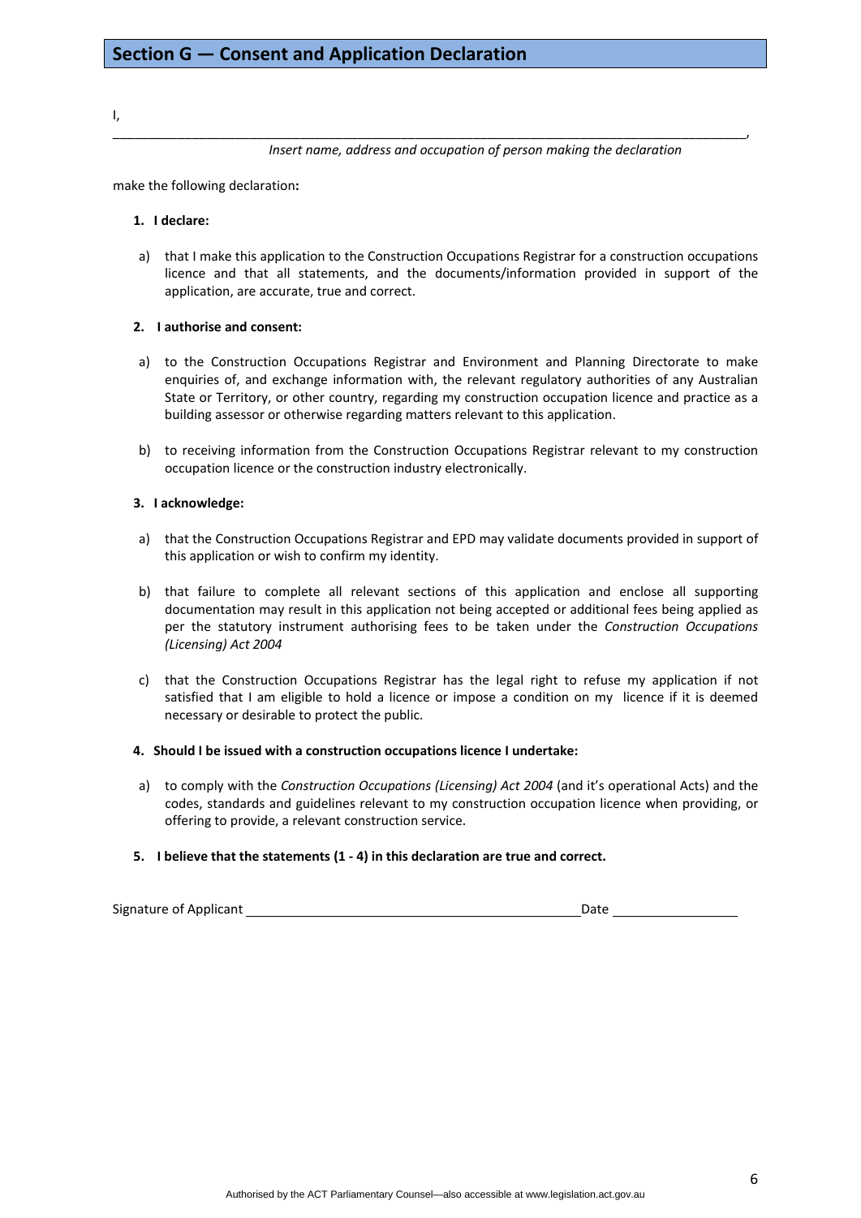## Section G — Consent and Application Declaration

I,

______________________________________________________________________________________,

*Insert name, address and occupation of person making the declaration*

make the following declaration**:**

1. **I declare:**

   a) that I make this application to the Construction Occupations Registrar for a construction occupations licence and that all statements, and the documents/information provided in support of the application, are accurate, true and correct.

2. **I authorise and consent:**

   a) to the Construction Occupations Registrar and Environment and Planning Directorate to make enquiries of, and exchange information with, the relevant regulatory authorities of any Australian State or Territory, or other country, regarding my construction occupation licence and practice as a building assessor or otherwise regarding matters relevant to this application.

   b) to receiving information from the Construction Occupations Registrar relevant to my construction occupation licence or the construction industry electronically.

3. **I acknowledge:**

   a) that the Construction Occupations Registrar and EPD may validate documents provided in support of this application or wish to confirm my identity.

   b) that failure to complete all relevant sections of this application and enclose all supporting documentation may result in this application not being accepted or additional fees being applied as per the statutory instrument authorising fees to be taken under the *Construction Occupations (Licensing) Act 2004*

   c) that the Construction Occupations Registrar has the legal right to refuse my application if not satisfied that I am eligible to hold a licence or impose a condition on my licence if it is deemed necessary or desirable to protect the public.

4. **Should I be issued with a construction occupations licence I undertake:**

   a) to comply with the *Construction Occupations (Licensing) Act 2004* (and it's operational Acts) and the codes, standards and guidelines relevant to my construction occupation licence when providing, or offering to provide, a relevant construction service.

5. **I believe that the statements (1 - 4) in this declaration are true and correct.**

Signature of Applicant ______________________________________ Date ____________________

Authorised by the ACT Parliamentary Counsel—also accessible at www.legislation.act.gov.au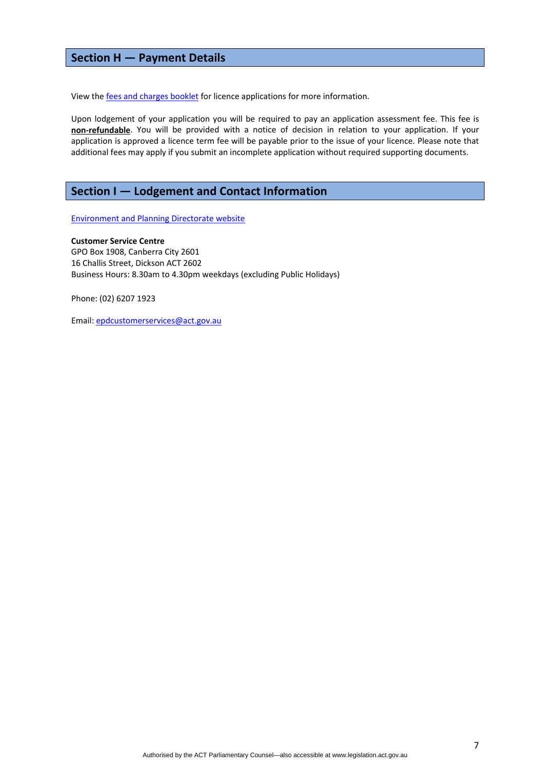## Section H — Payment Details

View the fees and charges booklet for licence applications for more information.

Upon lodgement of your application you will be required to pay an application assessment fee. This fee is **non-refundable**. You will be provided with a notice of decision in relation to your application. If your application is approved a licence term fee will be payable prior to the issue of your licence. Please note that additional fees may apply if you submit an incomplete application without required supporting documents.

## Section I — Lodgement and Contact Information

Environment and Planning Directorate website

**Customer Service Centre**
GPO Box 1908, Canberra City 2601
16 Challis Street, Dickson ACT 2602
Business Hours: 8.30am to 4.30pm weekdays (excluding Public Holidays)

Phone: (02) 6207 1923

Email: epdcustomerservices@act.gov.au

Authorised by the ACT Parliamentary Counsel—also accessible at www.legislation.act.gov.au